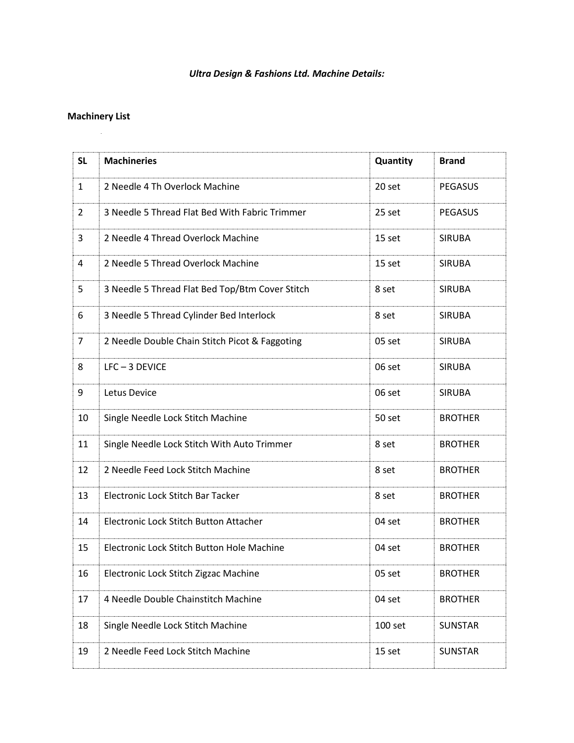***Ultra Design & Fashions Ltd. Machine Details:***

**Machinery List**

| SL | Machineries | Quantity | Brand |
|---|---|---|---|
| 1 | 2 Needle 4 Th Overlock Machine | 20 set | PEGASUS |
| 2 | 3 Needle 5 Thread Flat Bed With Fabric Trimmer | 25 set | PEGASUS |
| 3 | 2 Needle 4 Thread Overlock Machine | 15 set | SIRUBA |
| 4 | 2 Needle 5 Thread Overlock Machine | 15 set | SIRUBA |
| 5 | 3 Needle 5 Thread Flat Bed Top/Btm Cover Stitch | 8 set | SIRUBA |
| 6 | 3 Needle 5 Thread Cylinder Bed Interlock | 8 set | SIRUBA |
| 7 | 2 Needle Double Chain Stitch Picot & Faggoting | 05 set | SIRUBA |
| 8 | LFC – 3 DEVICE | 06 set | SIRUBA |
| 9 | Letus Device | 06 set | SIRUBA |
| 10 | Single Needle Lock Stitch Machine | 50 set | BROTHER |
| 11 | Single Needle Lock Stitch With Auto Trimmer | 8 set | BROTHER |
| 12 | 2 Needle Feed Lock Stitch Machine | 8 set | BROTHER |
| 13 | Electronic Lock Stitch Bar Tacker | 8 set | BROTHER |
| 14 | Electronic Lock Stitch Button Attacher | 04 set | BROTHER |
| 15 | Electronic Lock Stitch Button Hole Machine | 04 set | BROTHER |
| 16 | Electronic Lock Stitch Zigzac Machine | 05 set | BROTHER |
| 17 | 4 Needle Double Chainstitch Machine | 04 set | BROTHER |
| 18 | Single Needle Lock Stitch Machine | 100 set | SUNSTAR |
| 19 | 2 Needle Feed Lock Stitch Machine | 15 set | SUNSTAR |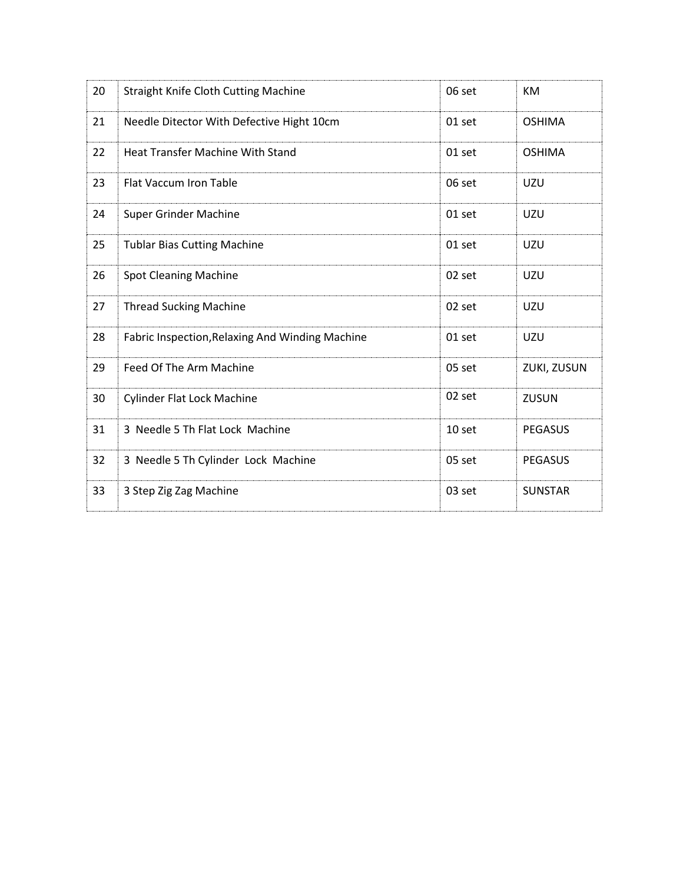| | | | |
|---|---|---|---|
| 20 | Straight Knife Cloth Cutting Machine | 06 set | KM |
| 21 | Needle Ditector With Defective Hight 10cm | 01 set | OSHIMA |
| 22 | Heat Transfer Machine With Stand | 01 set | OSHIMA |
| 23 | Flat Vaccum Iron Table | 06 set | UZU |
| 24 | Super Grinder Machine | 01 set | UZU |
| 25 | Tublar Bias Cutting Machine | 01 set | UZU |
| 26 | Spot Cleaning Machine | 02 set | UZU |
| 27 | Thread Sucking Machine | 02 set | UZU |
| 28 | Fabric Inspection,Relaxing And Winding Machine | 01 set | UZU |
| 29 | Feed Of The Arm Machine | 05 set | ZUKI, ZUSUN |
| 30 | Cylinder Flat Lock Machine | 02 set | ZUSUN |
| 31 | 3 Needle 5 Th Flat Lock Machine | 10 set | PEGASUS |
| 32 | 3 Needle 5 Th Cylinder Lock Machine | 05 set | PEGASUS |
| 33 | 3 Step Zig Zag Machine | 03 set | SUNSTAR |